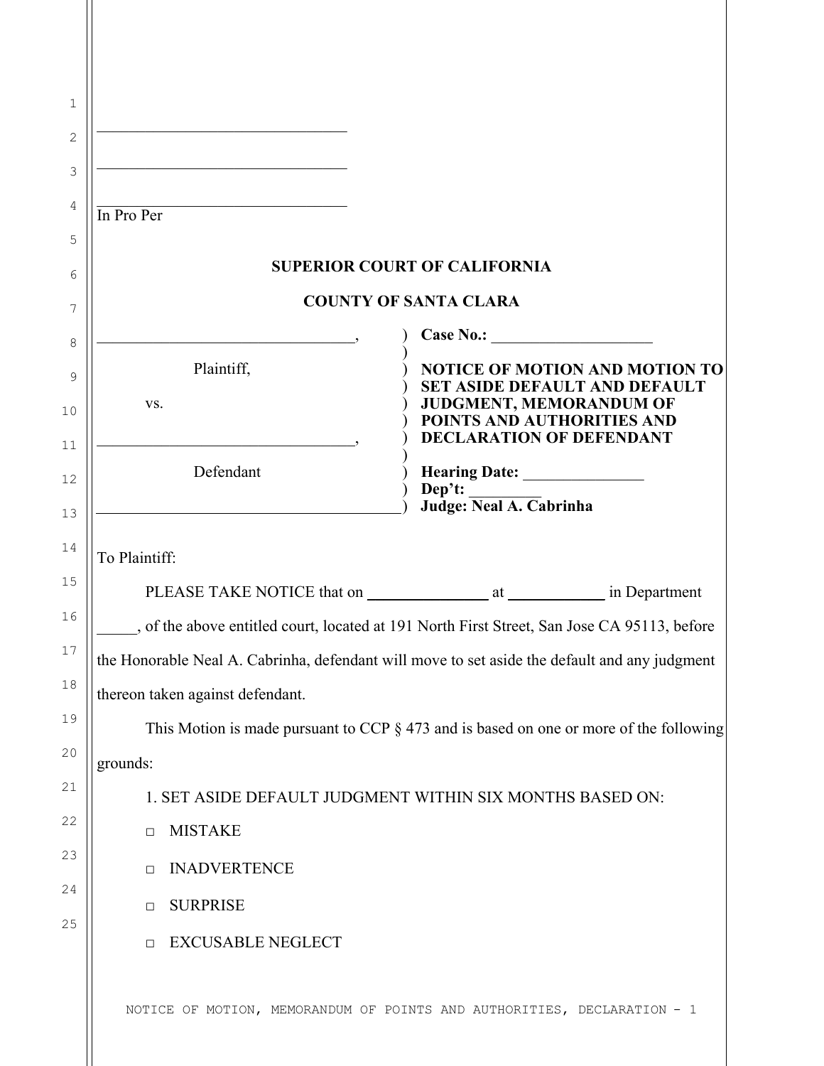\_\_\_\_\_\_\_\_\_\_\_\_\_\_\_\_\_\_\_\_\_\_\_\_\_\_\_\_\_\_

\_\_\_\_\_\_\_\_\_\_\_\_\_\_\_\_\_\_\_\_\_\_\_\_\_\_\_\_\_\_

\_\_\_\_\_\_\_\_\_\_\_\_\_\_\_\_\_\_\_\_\_\_\_\_\_\_\_\_\_\_

In Pro Per

**SUPERIOR COURT OF CALIFORNIA**

**COUNTY OF SANTA CLARA**

| | |
|---|---|
| \_\_\_\_\_\_\_\_\_\_\_\_\_\_\_\_\_\_\_\_\_\_\_\_\_\_\_\_\_\_, | **Case No.:** \_\_\_\_\_\_\_\_\_\_\_\_\_\_\_\_\_\_\_\_ |
| Plaintiff, | **NOTICE OF MOTION AND MOTION TO SET ASIDE DEFAULT AND DEFAULT JUDGMENT, MEMORANDUM OF POINTS AND AUTHORITIES AND DECLARATION OF DEFENDANT** |
| vs. | |
| \_\_\_\_\_\_\_\_\_\_\_\_\_\_\_\_\_\_\_\_\_\_\_\_\_\_\_\_\_\_, | |
| Defendant | **Hearing Date:** \_\_\_\_\_\_\_\_\_\_\_\_\_\_\_ |
| | **Dep't:** \_\_\_\_\_\_\_\_\_ |
| | **Judge: Neal A. Cabrinha** |

To Plaintiff:

PLEASE TAKE NOTICE that on \_\_\_\_\_\_\_\_\_\_\_\_\_\_\_ at \_\_\_\_\_\_\_\_\_\_\_\_ in Department \_\_\_\_\_, of the above entitled court, located at 191 North First Street, San Jose CA 95113, before the Honorable Neal A. Cabrinha, defendant will move to set aside the default and any judgment thereon taken against defendant.

This Motion is made pursuant to CCP § 473 and is based on one or more of the following grounds:

1. SET ASIDE DEFAULT JUDGMENT WITHIN SIX MONTHS BASED ON:

□ MISTAKE

□ INADVERTENCE

□ SURPRISE

□ EXCUSABLE NEGLECT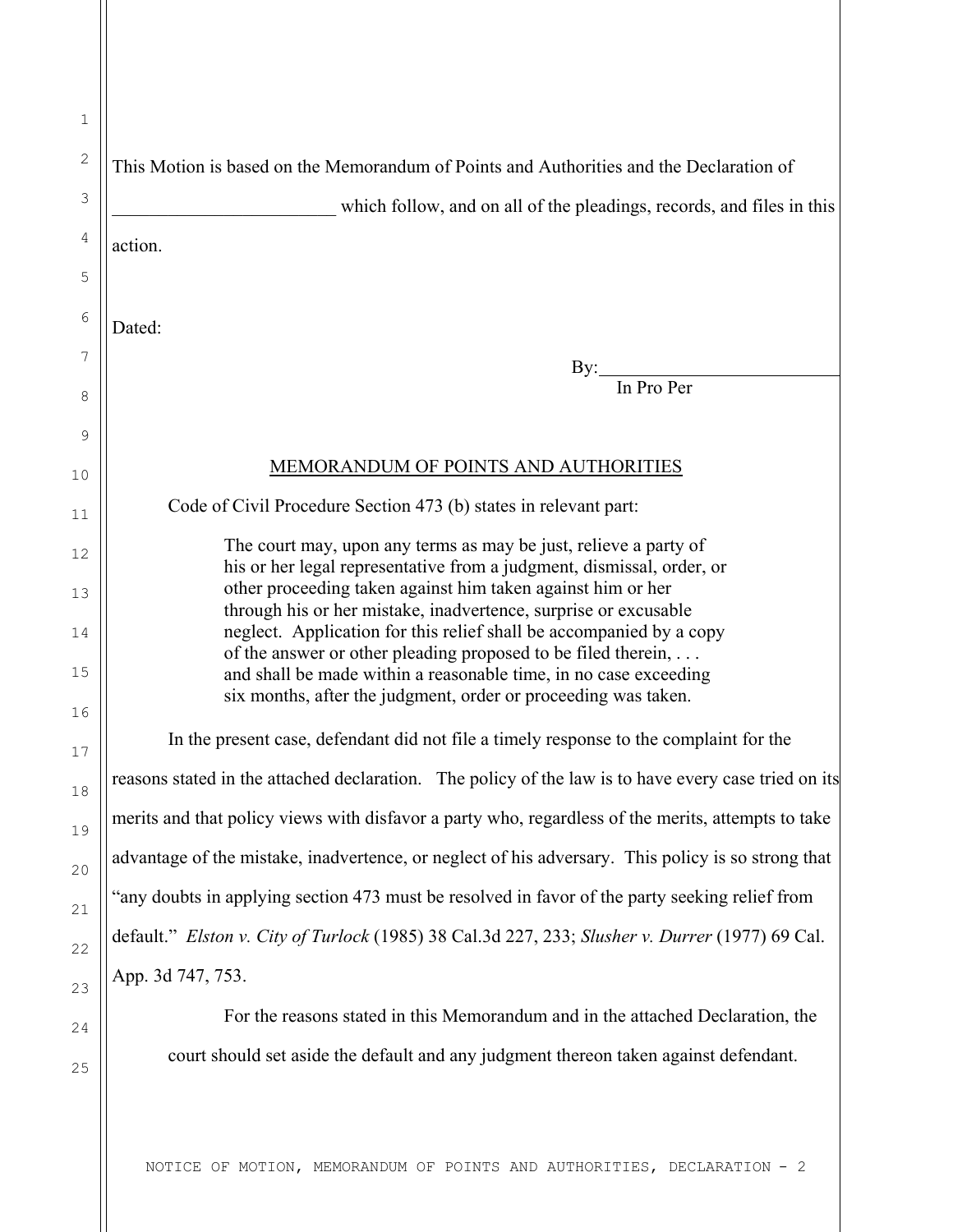This Motion is based on the Memorandum of Points and Authorities and the Declaration of ________________________ which follow, and on all of the pleadings, records, and files in this action.

Dated:

By:___________________________
In Pro Per

## MEMORANDUM OF POINTS AND AUTHORITIES

Code of Civil Procedure Section 473 (b) states in relevant part:

> The court may, upon any terms as may be just, relieve a party of his or her legal representative from a judgment, dismissal, order, or other proceeding taken against him taken against him or her through his or her mistake, inadvertence, surprise or excusable neglect. Application for this relief shall be accompanied by a copy of the answer or other pleading proposed to be filed therein, . . . and shall be made within a reasonable time, in no case exceeding six months, after the judgment, order or proceeding was taken.

In the present case, defendant did not file a timely response to the complaint for the reasons stated in the attached declaration. The policy of the law is to have every case tried on its merits and that policy views with disfavor a party who, regardless of the merits, attempts to take advantage of the mistake, inadvertence, or neglect of his adversary. This policy is so strong that "any doubts in applying section 473 must be resolved in favor of the party seeking relief from default." *Elston v. City of Turlock* (1985) 38 Cal.3d 227, 233; *Slusher v. Durrer* (1977) 69 Cal. App. 3d 747, 753.

For the reasons stated in this Memorandum and in the attached Declaration, the court should set aside the default and any judgment thereon taken against defendant.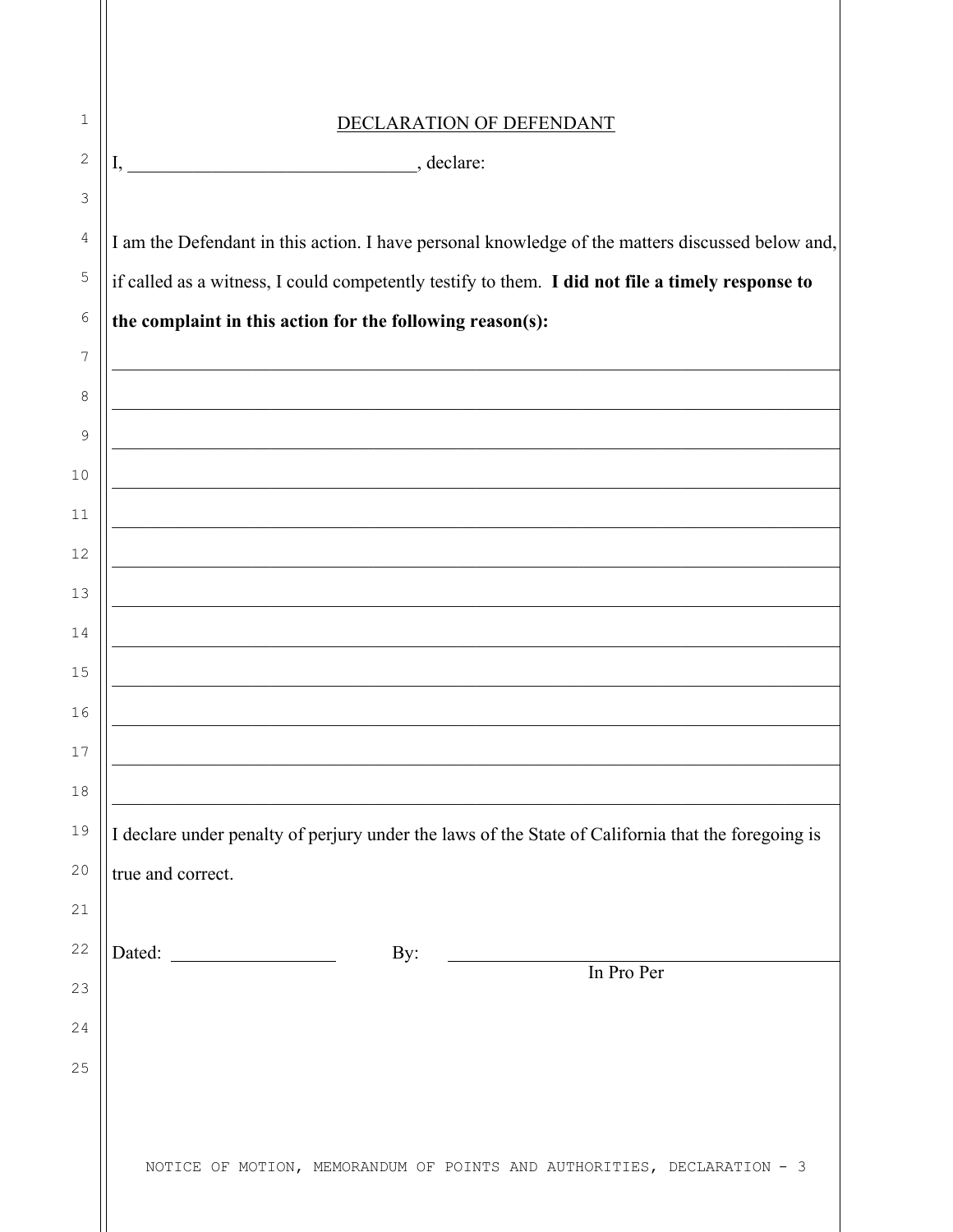## DECLARATION OF DEFENDANT

I, ______________________________, declare:

I am the Defendant in this action. I have personal knowledge of the matters discussed below and, if called as a witness, I could competently testify to them. **I did not file a timely response to the complaint in this action for the following reason(s):**

______________________________________________________________________________

______________________________________________________________________________

______________________________________________________________________________

______________________________________________________________________________

______________________________________________________________________________

______________________________________________________________________________

______________________________________________________________________________

______________________________________________________________________________

______________________________________________________________________________

______________________________________________________________________________

______________________________________________________________________________

______________________________________________________________________________

I declare under penalty of perjury under the laws of the State of California that the foregoing is true and correct.

Dated: ________________ By: ______________________________

In Pro Per